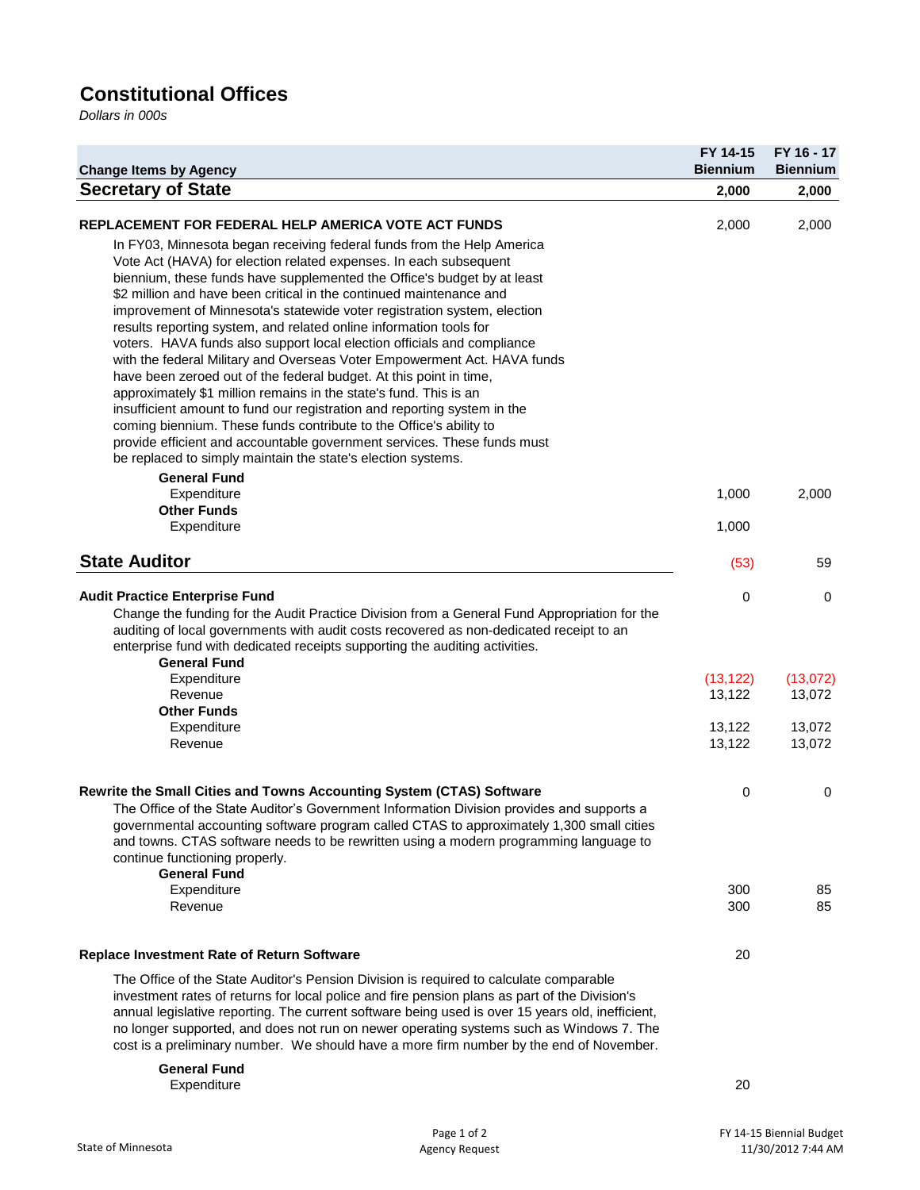# Constitutional Offices

*Dollars in 000s*

| Change Items by Agency | FY 14-15 Biennium | FY 16 - 17 Biennium |
|---|---|---|
| **Secretary of State** | **2,000** | **2,000** |
| **REPLACEMENT FOR FEDERAL HELP AMERICA VOTE ACT FUNDS** | 2,000 | 2,000 |
| In FY03, Minnesota began receiving federal funds from the Help America Vote Act (HAVA) for election related expenses. In each subsequent biennium, these funds have supplemented the Office's budget by at least $2 million and have been critical in the continued maintenance and improvement of Minnesota's statewide voter registration system, election results reporting system, and related online information tools for voters. HAVA funds also support local election officials and compliance with the federal Military and Overseas Voter Empowerment Act. HAVA funds have been zeroed out of the federal budget. At this point in time, approximately $1 million remains in the state's fund. This is an insufficient amount to fund our registration and reporting system in the coming biennium. These funds contribute to the Office's ability to provide efficient and accountable government services. These funds must be replaced to simply maintain the state's election systems. | | |
| **General Fund** | | |
| Expenditure | 1,000 | 2,000 |
| **Other Funds** | | |
| Expenditure | 1,000 | |
| **State Auditor** | (53) | 59 |
| **Audit Practice Enterprise Fund** | 0 | 0 |
| Change the funding for the Audit Practice Division from a General Fund Appropriation for the auditing of local governments with audit costs recovered as non-dedicated receipt to an enterprise fund with dedicated receipts supporting the auditing activities. | | |
| **General Fund** | | |
| Expenditure | (13,122) | (13,072) |
| Revenue | 13,122 | 13,072 |
| **Other Funds** | | |
| Expenditure | 13,122 | 13,072 |
| Revenue | 13,122 | 13,072 |
| **Rewrite the Small Cities and Towns Accounting System (CTAS) Software** | 0 | 0 |
| The Office of the State Auditor's Government Information Division provides and supports a governmental accounting software program called CTAS to approximately 1,300 small cities and towns. CTAS software needs to be rewritten using a modern programming language to continue functioning properly. | | |
| **General Fund** | | |
| Expenditure | 300 | 85 |
| Revenue | 300 | 85 |
| **Replace Investment Rate of Return Software** | 20 | |
| The Office of the State Auditor's Pension Division is required to calculate comparable investment rates of returns for local police and fire pension plans as part of the Division's annual legislative reporting. The current software being used is over 15 years old, inefficient, no longer supported, and does not run on newer operating systems such as Windows 7. The cost is a preliminary number. We should have a more firm number by the end of November. | | |
| **General Fund** | | |
| Expenditure | 20 | |

State of Minnesota — Agency Request — FY 14-15 Biennial Budget 11/30/2012 7:44 AM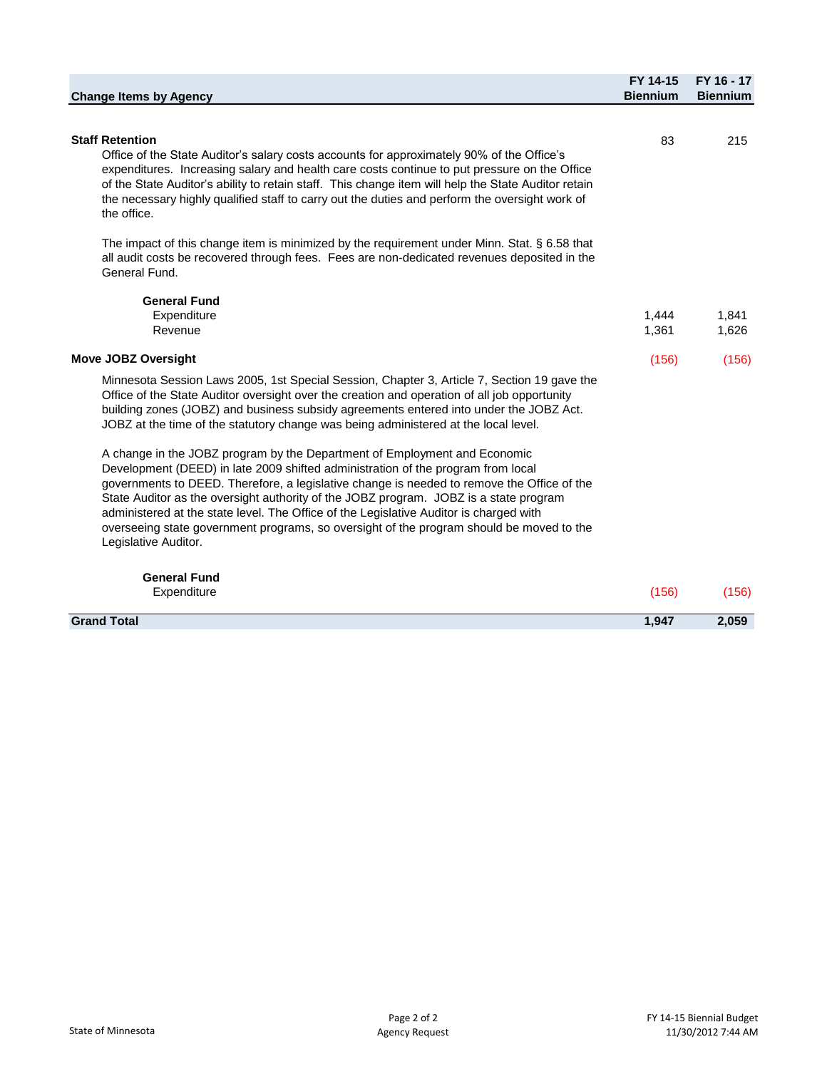| Change Items by Agency | FY 14-15 Biennium | FY 16 - 17 Biennium |
|---|---|---|
| **Staff Retention** | 83 | 215 |
| Office of the State Auditor's salary costs accounts for approximately 90% of the Office's expenditures. Increasing salary and health care costs continue to put pressure on the Office of the State Auditor's ability to retain staff. This change item will help the State Auditor retain the necessary highly qualified staff to carry out the duties and perform the oversight work of the office. | | |
| The impact of this change item is minimized by the requirement under Minn. Stat. § 6.58 that all audit costs be recovered through fees. Fees are non-dedicated revenues deposited in the General Fund. | | |
| **General Fund** | | |
| Expenditure | 1,444 | 1,841 |
| Revenue | 1,361 | 1,626 |
| **Move JOBZ Oversight** | (156) | (156) |
| Minnesota Session Laws 2005, 1st Special Session, Chapter 3, Article 7, Section 19 gave the Office of the State Auditor oversight over the creation and operation of all job opportunity building zones (JOBZ) and business subsidy agreements entered into under the JOBZ Act. JOBZ at the time of the statutory change was being administered at the local level. | | |
| A change in the JOBZ program by the Department of Employment and Economic Development (DEED) in late 2009 shifted administration of the program from local governments to DEED. Therefore, a legislative change is needed to remove the Office of the State Auditor as the oversight authority of the JOBZ program. JOBZ is a state program administered at the state level. The Office of the Legislative Auditor is charged with overseeing state government programs, so oversight of the program should be moved to the Legislative Auditor. | | |
| **General Fund** | | |
| Expenditure | (156) | (156) |
| **Grand Total** | **1,947** | **2,059** |